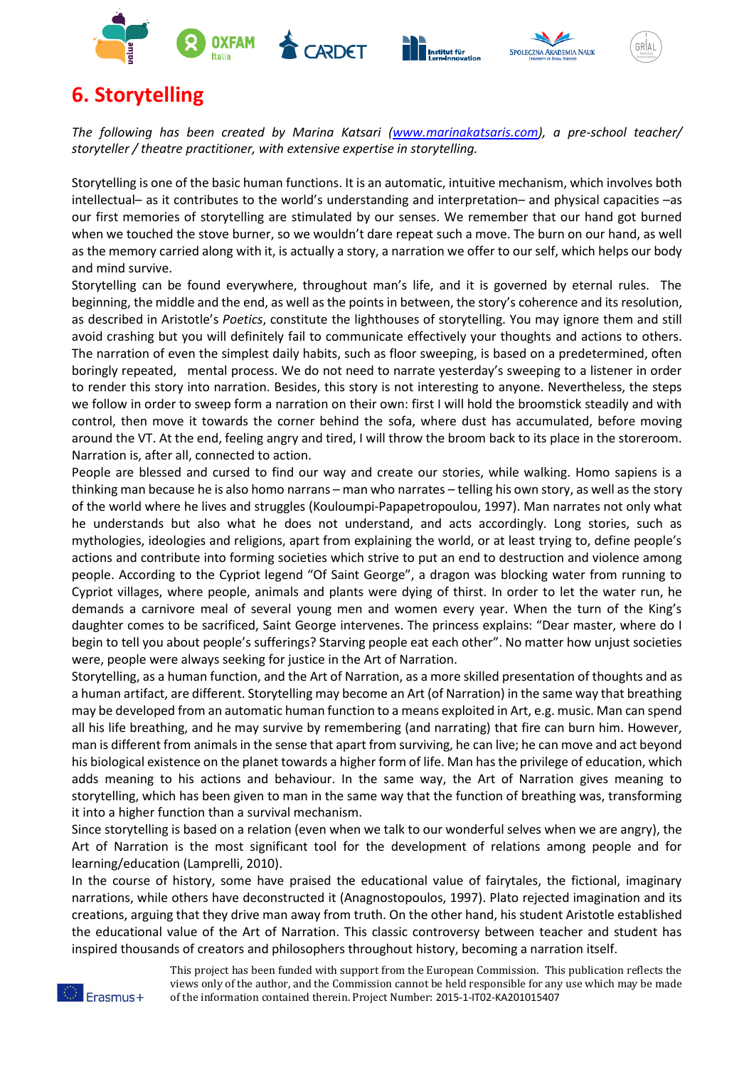# 6. Storytelling

*The following has been created by Marina Katsari (www.marinakatsaris.com), a pre-school teacher/ storyteller / theatre practitioner, with extensive expertise in storytelling.*

Storytelling is one of the basic human functions. It is an automatic, intuitive mechanism, which involves both intellectual– as it contributes to the world's understanding and interpretation– and physical capacities –as our first memories of storytelling are stimulated by our senses. We remember that our hand got burned when we touched the stove burner, so we wouldn't dare repeat such a move. The burn on our hand, as well as the memory carried along with it, is actually a story, a narration we offer to our self, which helps our body and mind survive.

Storytelling can be found everywhere, throughout man's life, and it is governed by eternal rules. The beginning, the middle and the end, as well as the points in between, the story's coherence and its resolution, as described in Aristotle's *Poetics*, constitute the lighthouses of storytelling. You may ignore them and still avoid crashing but you will definitely fail to communicate effectively your thoughts and actions to others. The narration of even the simplest daily habits, such as floor sweeping, is based on a predetermined, often boringly repeated, mental process. We do not need to narrate yesterday's sweeping to a listener in order to render this story into narration. Besides, this story is not interesting to anyone. Nevertheless, the steps we follow in order to sweep form a narration on their own: first I will hold the broomstick steadily and with control, then move it towards the corner behind the sofa, where dust has accumulated, before moving around the VT. At the end, feeling angry and tired, I will throw the broom back to its place in the storeroom. Narration is, after all, connected to action.

People are blessed and cursed to find our way and create our stories, while walking. Homo sapiens is a thinking man because he is also homo narrans – man who narrates – telling his own story, as well as the story of the world where he lives and struggles (Kouloumpi-Papapetropoulou, 1997). Man narrates not only what he understands but also what he does not understand, and acts accordingly. Long stories, such as mythologies, ideologies and religions, apart from explaining the world, or at least trying to, define people's actions and contribute into forming societies which strive to put an end to destruction and violence among people. According to the Cypriot legend "Of Saint George", a dragon was blocking water from running to Cypriot villages, where people, animals and plants were dying of thirst. In order to let the water run, he demands a carnivore meal of several young men and women every year. When the turn of the King's daughter comes to be sacrificed, Saint George intervenes. The princess explains: "Dear master, where do I begin to tell you about people's sufferings? Starving people eat each other". No matter how unjust societies were, people were always seeking for justice in the Art of Narration.

Storytelling, as a human function, and the Art of Narration, as a more skilled presentation of thoughts and as a human artifact, are different. Storytelling may become an Art (of Narration) in the same way that breathing may be developed from an automatic human function to a means exploited in Art, e.g. music. Man can spend all his life breathing, and he may survive by remembering (and narrating) that fire can burn him. However, man is different from animals in the sense that apart from surviving, he can live; he can move and act beyond his biological existence on the planet towards a higher form of life. Man has the privilege of education, which adds meaning to his actions and behaviour. In the same way, the Art of Narration gives meaning to storytelling, which has been given to man in the same way that the function of breathing was, transforming it into a higher function than a survival mechanism.

Since storytelling is based on a relation (even when we talk to our wonderful selves when we are angry), the Art of Narration is the most significant tool for the development of relations among people and for learning/education (Lamprelli, 2010).

In the course of history, some have praised the educational value of fairytales, the fictional, imaginary narrations, while others have deconstructed it (Anagnostopoulos, 1997). Plato rejected imagination and its creations, arguing that they drive man away from truth. On the other hand, his student Aristotle established the educational value of the Art of Narration. This classic controversy between teacher and student has inspired thousands of creators and philosophers throughout history, becoming a narration itself.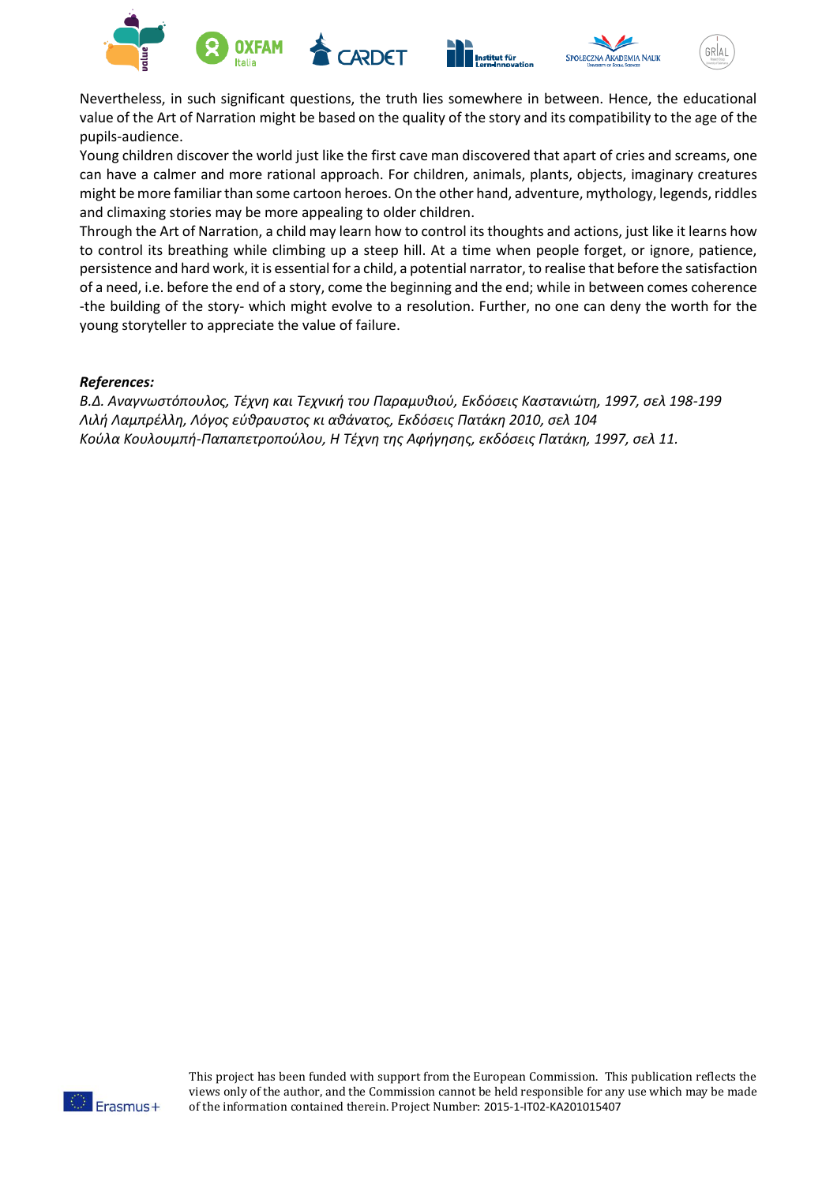Nevertheless, in such significant questions, the truth lies somewhere in between. Hence, the educational value of the Art of Narration might be based on the quality of the story and its compatibility to the age of the pupils-audience.

Young children discover the world just like the first cave man discovered that apart of cries and screams, one can have a calmer and more rational approach. For children, animals, plants, objects, imaginary creatures might be more familiar than some cartoon heroes. On the other hand, adventure, mythology, legends, riddles and climaxing stories may be more appealing to older children.

Through the Art of Narration, a child may learn how to control its thoughts and actions, just like it learns how to control its breathing while climbing up a steep hill. At a time when people forget, or ignore, patience, persistence and hard work, it is essential for a child, a potential narrator, to realise that before the satisfaction of a need, i.e. before the end of a story, come the beginning and the end; while in between comes coherence -the building of the story- which might evolve to a resolution. Further, no one can deny the worth for the young storyteller to appreciate the value of failure.

***References:***

*Β.Δ. Αναγνωστόπουλος, Τέχνη και Τεχνική του Παραμυθιού, Εκδόσεις Καστανιώτη, 1997, σελ 198-199*
*Λιλή Λαμπρέλλη, Λόγος εύθραυστος κι αθάνατος, Εκδόσεις Πατάκη 2010, σελ 104*
*Κούλα Κουλουμπή-Παπαπετροπούλου, Η Τέχνη της Αφήγησης, εκδόσεις Πατάκη, 1997, σελ 11.*